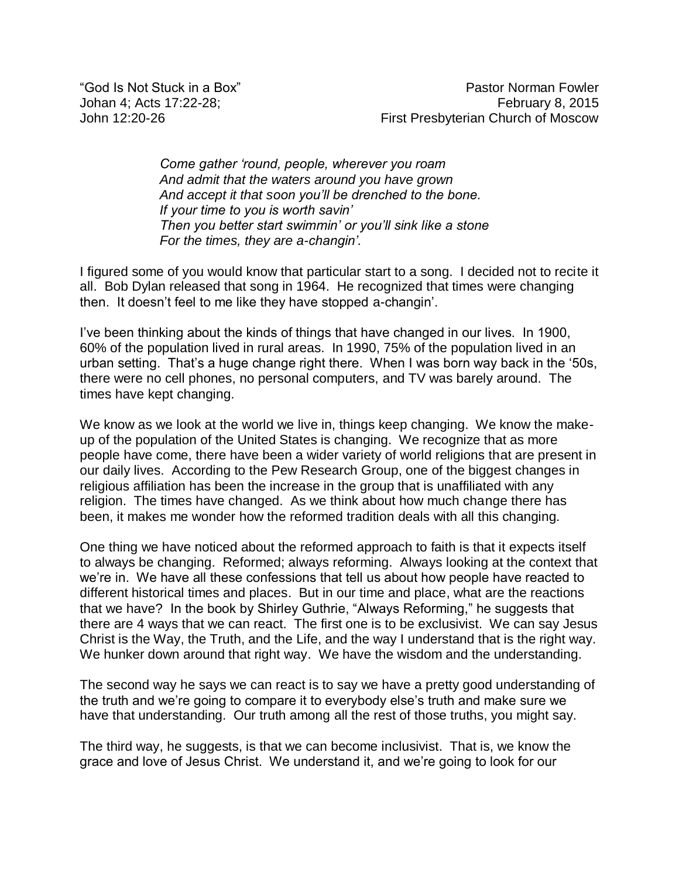"God Is Not Stuck in a Box"
Johan 4; Acts 17:22-28;
John 12:20-26

Pastor Norman Fowler
February 8, 2015
First Presbyterian Church of Moscow

*Come gather 'round, people, wherever you roam*
*And admit that the waters around you have grown*
*And accept it that soon you'll be drenched to the bone.*
*If your time to you is worth savin'*
*Then you better start swimmin' or you'll sink like a stone*
*For the times, they are a-changin'.*

I figured some of you would know that particular start to a song. I decided not to recite it all. Bob Dylan released that song in 1964. He recognized that times were changing then. It doesn't feel to me like they have stopped a-changin'.

I've been thinking about the kinds of things that have changed in our lives. In 1900, 60% of the population lived in rural areas. In 1990, 75% of the population lived in an urban setting. That's a huge change right there. When I was born way back in the '50s, there were no cell phones, no personal computers, and TV was barely around. The times have kept changing.

We know as we look at the world we live in, things keep changing. We know the make-up of the population of the United States is changing. We recognize that as more people have come, there have been a wider variety of world religions that are present in our daily lives. According to the Pew Research Group, one of the biggest changes in religious affiliation has been the increase in the group that is unaffiliated with any religion. The times have changed. As we think about how much change there has been, it makes me wonder how the reformed tradition deals with all this changing.

One thing we have noticed about the reformed approach to faith is that it expects itself to always be changing. Reformed; always reforming. Always looking at the context that we're in. We have all these confessions that tell us about how people have reacted to different historical times and places. But in our time and place, what are the reactions that we have? In the book by Shirley Guthrie, "Always Reforming," he suggests that there are 4 ways that we can react. The first one is to be exclusivist. We can say Jesus Christ is the Way, the Truth, and the Life, and the way I understand that is the right way. We hunker down around that right way. We have the wisdom and the understanding.

The second way he says we can react is to say we have a pretty good understanding of the truth and we're going to compare it to everybody else's truth and make sure we have that understanding. Our truth among all the rest of those truths, you might say.

The third way, he suggests, is that we can become inclusivist. That is, we know the grace and love of Jesus Christ. We understand it, and we're going to look for our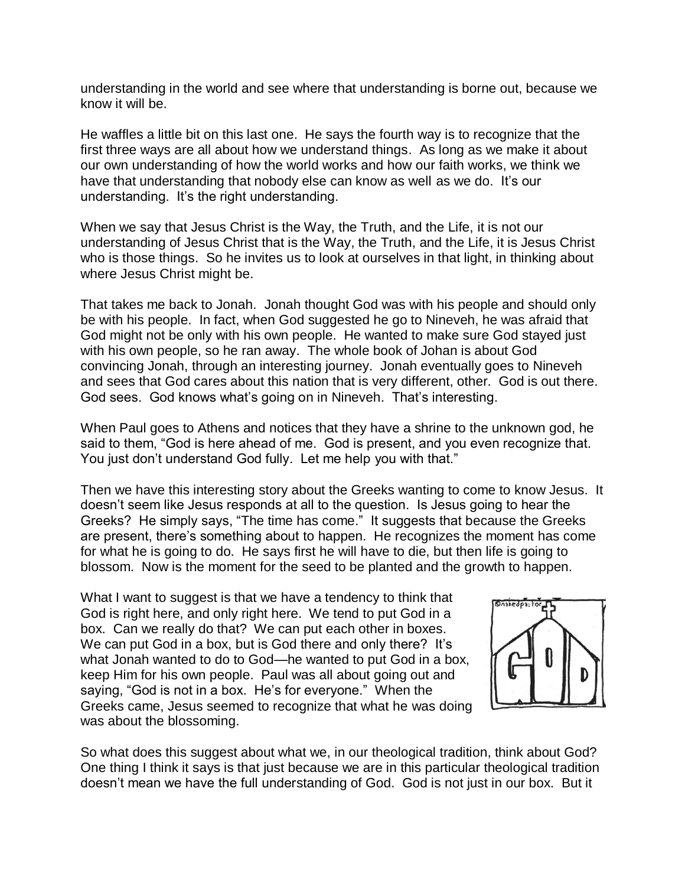understanding in the world and see where that understanding is borne out, because we know it will be.

He waffles a little bit on this last one. He says the fourth way is to recognize that the first three ways are all about how we understand things. As long as we make it about our own understanding of how the world works and how our faith works, we think we have that understanding that nobody else can know as well as we do. It's our understanding. It's the right understanding.

When we say that Jesus Christ is the Way, the Truth, and the Life, it is not our understanding of Jesus Christ that is the Way, the Truth, and the Life, it is Jesus Christ who is those things. So he invites us to look at ourselves in that light, in thinking about where Jesus Christ might be.

That takes me back to Jonah. Jonah thought God was with his people and should only be with his people. In fact, when God suggested he go to Nineveh, he was afraid that God might not be only with his own people. He wanted to make sure God stayed just with his own people, so he ran away. The whole book of Johan is about God convincing Jonah, through an interesting journey. Jonah eventually goes to Nineveh and sees that God cares about this nation that is very different, other. God is out there. God sees. God knows what's going on in Nineveh. That's interesting.

When Paul goes to Athens and notices that they have a shrine to the unknown god, he said to them, "God is here ahead of me. God is present, and you even recognize that. You just don't understand God fully. Let me help you with that."

Then we have this interesting story about the Greeks wanting to come to know Jesus. It doesn't seem like Jesus responds at all to the question. Is Jesus going to hear the Greeks? He simply says, "The time has come." It suggests that because the Greeks are present, there's something about to happen. He recognizes the moment has come for what he is going to do. He says first he will have to die, but then life is going to blossom. Now is the moment for the seed to be planted and the growth to happen.

What I want to suggest is that we have a tendency to think that God is right here, and only right here. We tend to put God in a box. Can we really do that? We can put each other in boxes. We can put God in a box, but is God there and only there? It's what Jonah wanted to do to God—he wanted to put God in a box, keep Him for his own people. Paul was all about going out and saying, "God is not in a box. He's for everyone." When the Greeks came, Jesus seemed to recognize that what he was doing was about the blossoming.

So what does this suggest about what we, in our theological tradition, think about God? One thing I think it says is that just because we are in this particular theological tradition doesn't mean we have the full understanding of God. God is not just in our box. But it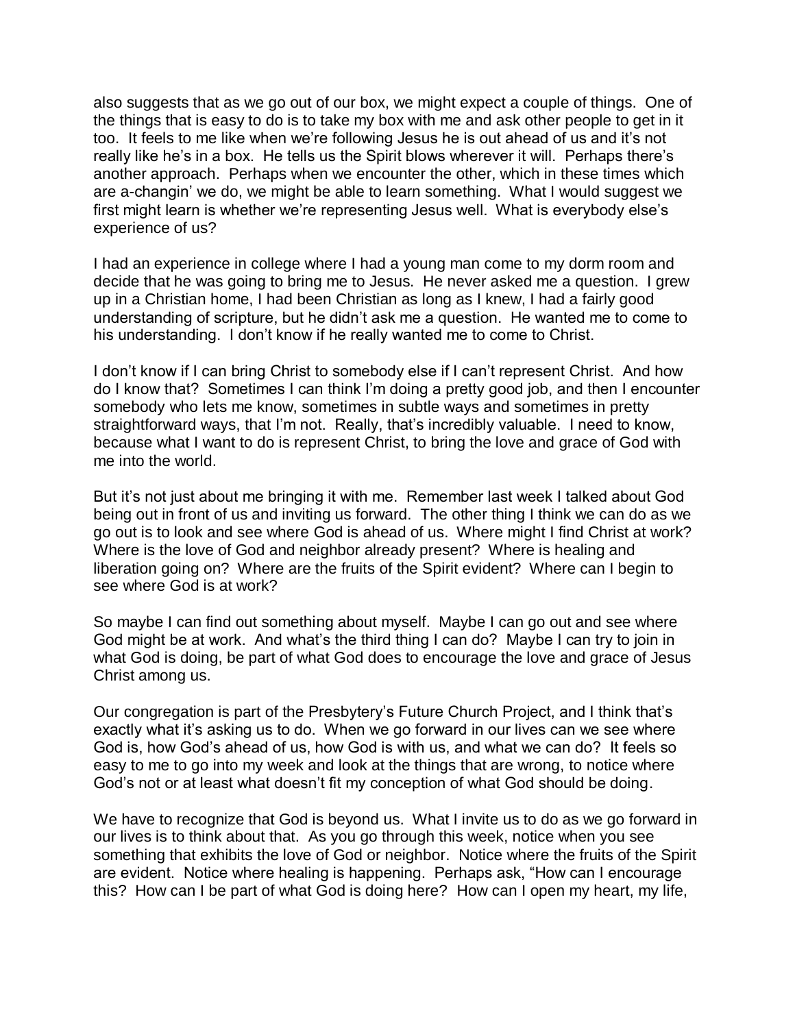also suggests that as we go out of our box, we might expect a couple of things. One of the things that is easy to do is to take my box with me and ask other people to get in it too. It feels to me like when we're following Jesus he is out ahead of us and it's not really like he's in a box. He tells us the Spirit blows wherever it will. Perhaps there's another approach. Perhaps when we encounter the other, which in these times which are a-changin' we do, we might be able to learn something. What I would suggest we first might learn is whether we're representing Jesus well. What is everybody else's experience of us?

I had an experience in college where I had a young man come to my dorm room and decide that he was going to bring me to Jesus. He never asked me a question. I grew up in a Christian home, I had been Christian as long as I knew, I had a fairly good understanding of scripture, but he didn't ask me a question. He wanted me to come to his understanding. I don't know if he really wanted me to come to Christ.

I don't know if I can bring Christ to somebody else if I can't represent Christ. And how do I know that? Sometimes I can think I'm doing a pretty good job, and then I encounter somebody who lets me know, sometimes in subtle ways and sometimes in pretty straightforward ways, that I'm not. Really, that's incredibly valuable. I need to know, because what I want to do is represent Christ, to bring the love and grace of God with me into the world.

But it's not just about me bringing it with me. Remember last week I talked about God being out in front of us and inviting us forward. The other thing I think we can do as we go out is to look and see where God is ahead of us. Where might I find Christ at work? Where is the love of God and neighbor already present? Where is healing and liberation going on? Where are the fruits of the Spirit evident? Where can I begin to see where God is at work?

So maybe I can find out something about myself. Maybe I can go out and see where God might be at work. And what's the third thing I can do? Maybe I can try to join in what God is doing, be part of what God does to encourage the love and grace of Jesus Christ among us.

Our congregation is part of the Presbytery's Future Church Project, and I think that's exactly what it's asking us to do. When we go forward in our lives can we see where God is, how God's ahead of us, how God is with us, and what we can do? It feels so easy to me to go into my week and look at the things that are wrong, to notice where God's not or at least what doesn't fit my conception of what God should be doing.

We have to recognize that God is beyond us. What I invite us to do as we go forward in our lives is to think about that. As you go through this week, notice when you see something that exhibits the love of God or neighbor. Notice where the fruits of the Spirit are evident. Notice where healing is happening. Perhaps ask, "How can I encourage this? How can I be part of what God is doing here? How can I open my heart, my life,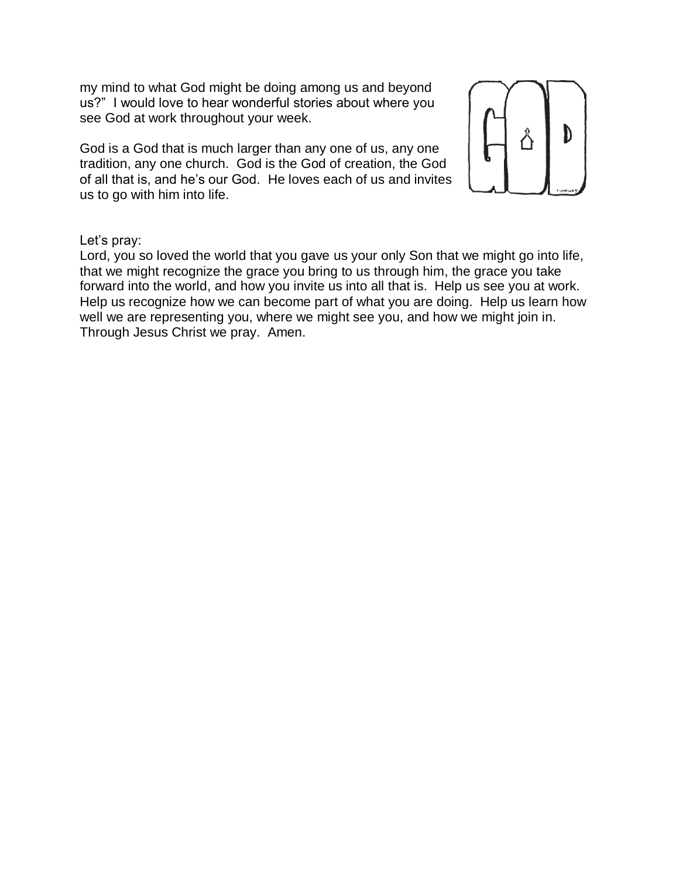my mind to what God might be doing among us and beyond us?" I would love to hear wonderful stories about where you see God at work throughout your week.

God is a God that is much larger than any one of us, any one tradition, any one church. God is the God of creation, the God of all that is, and he's our God. He loves each of us and invites us to go with him into life.

Let's pray:
Lord, you so loved the world that you gave us your only Son that we might go into life, that we might recognize the grace you bring to us through him, the grace you take forward into the world, and how you invite us into all that is. Help us see you at work. Help us recognize how we can become part of what you are doing. Help us learn how well we are representing you, where we might see you, and how we might join in. Through Jesus Christ we pray. Amen.